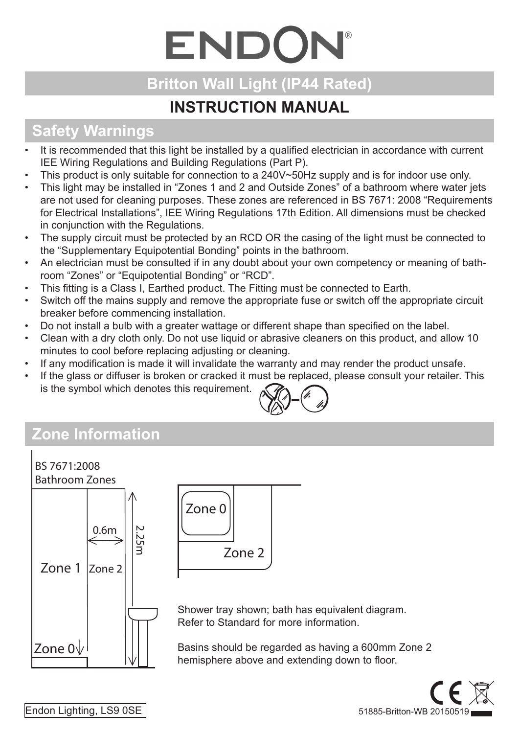# ENDON

## Britton Wall Light (IP44 Rated)

## INSTRUCTION MANUAL

## Safety Warnings

- It is recommended that this light be installed by a qualified electrician in accordance with current IEE Wiring Regulations and Building Regulations (Part P).
- This product is only suitable for connection to a 240V~50Hz supply and is for indoor use only.
- This light may be installed in "Zones 1 and 2 and Outside Zones" of a bathroom where water jets are not used for cleaning purposes. These zones are referenced in BS 7671: 2008 "Requirements for Electrical Installations", IEE Wiring Regulations 17th Edition. All dimensions must be checked in conjunction with the Regulations.
- The supply circuit must be protected by an RCD OR the casing of the light must be connected to the "Supplementary Equipotential Bonding" points in the bathroom.
- An electrician must be consulted if in any doubt about your own competency or meaning of bathroom "Zones" or "Equipotential Bonding" or "RCD".
- This fitting is a Class I, Earthed product. The Fitting must be connected to Earth.
- Switch off the mains supply and remove the appropriate fuse or switch off the appropriate circuit breaker before commencing installation.
- Do not install a bulb with a greater wattage or different shape than specified on the label.
- Clean with a dry cloth only. Do not use liquid or abrasive cleaners on this product, and allow 10 minutes to cool before replacing adjusting or cleaning.
- If any modification is made it will invalidate the warranty and may render the product unsafe.
- If the glass or diffuser is broken or cracked it must be replaced, please consult your retailer. This is the symbol which denotes this requirement.

## Zone Information

BS 7671:2008
Bathroom Zones

Zone 1 | Zone 2 | 0.6m | 2.25m | Zone 0

Zone 0 | Zone 2

Shower tray shown; bath has equivalent diagram.
Refer to Standard for more information.

Basins should be regarded as having a 600mm Zone 2 hemisphere above and extending down to floor.

Endon Lighting, LS9 0SE

51885-Britton-WB 20150519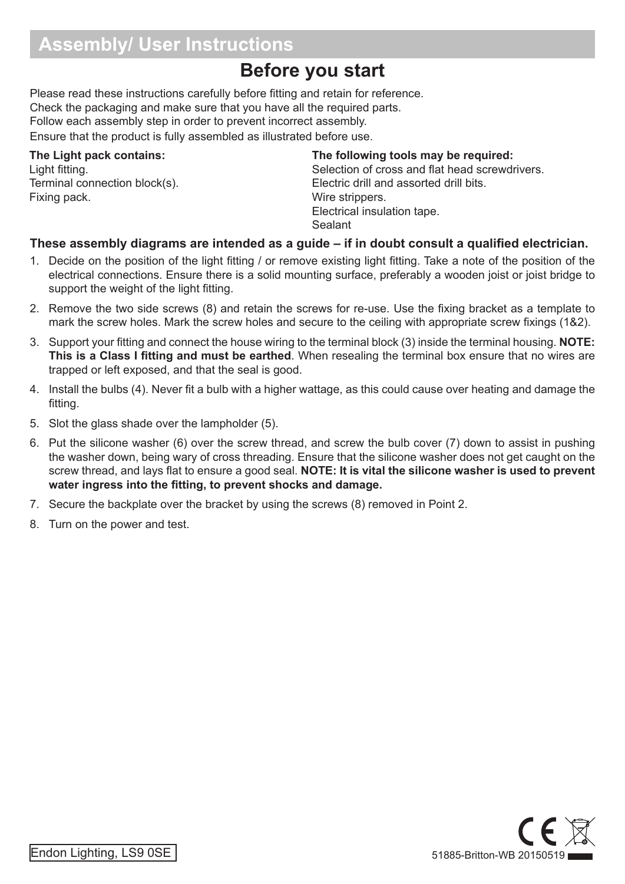# Assembly/ User Instructions

## Before you start

Please read these instructions carefully before fitting and retain for reference.
Check the packaging and make sure that you have all the required parts.
Follow each assembly step in order to prevent incorrect assembly.
Ensure that the product is fully assembled as illustrated before use.

**The Light pack contains:**
Light fitting.
Terminal connection block(s).
Fixing pack.

**The following tools may be required:**
Selection of cross and flat head screwdrivers.
Electric drill and assorted drill bits.
Wire strippers.
Electrical insulation tape.
Sealant

**These assembly diagrams are intended as a guide – if in doubt consult a qualified electrician.**

1. Decide on the position of the light fitting / or remove existing light fitting. Take a note of the position of the electrical connections. Ensure there is a solid mounting surface, preferably a wooden joist or joist bridge to support the weight of the light fitting.
2. Remove the two side screws (8) and retain the screws for re-use. Use the fixing bracket as a template to mark the screw holes. Mark the screw holes and secure to the ceiling with appropriate screw fixings (1&2).
3. Support your fitting and connect the house wiring to the terminal block (3) inside the terminal housing. **NOTE: This is a Class I fitting and must be earthed**. When resealing the terminal box ensure that no wires are trapped or left exposed, and that the seal is good.
4. Install the bulbs (4). Never fit a bulb with a higher wattage, as this could cause over heating and damage the fitting.
5. Slot the glass shade over the lampholder (5).
6. Put the silicone washer (6) over the screw thread, and screw the bulb cover (7) down to assist in pushing the washer down, being wary of cross threading. Ensure that the silicone washer does not get caught on the screw thread, and lays flat to ensure a good seal. **NOTE: It is vital the silicone washer is used to prevent water ingress into the fitting, to prevent shocks and damage.**
7. Secure the backplate over the bracket by using the screws (8) removed in Point 2.
8. Turn on the power and test.

Endon Lighting, LS9 0SE

51885-Britton-WB 20150519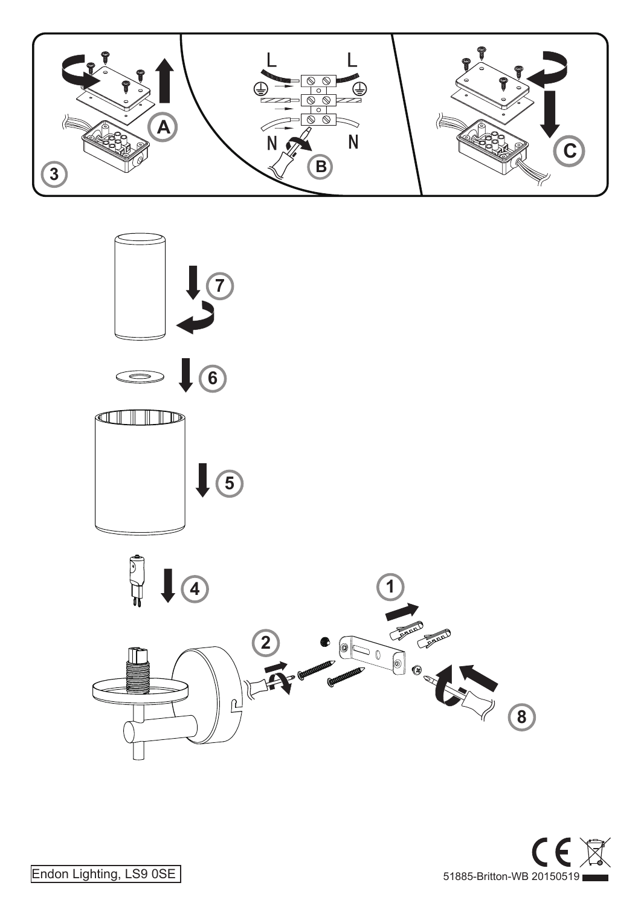3

A

L L

N N

B

C

7

6

5

4

1

2

8

Endon Lighting, LS9 0SE

51885-Britton-WB 20150519